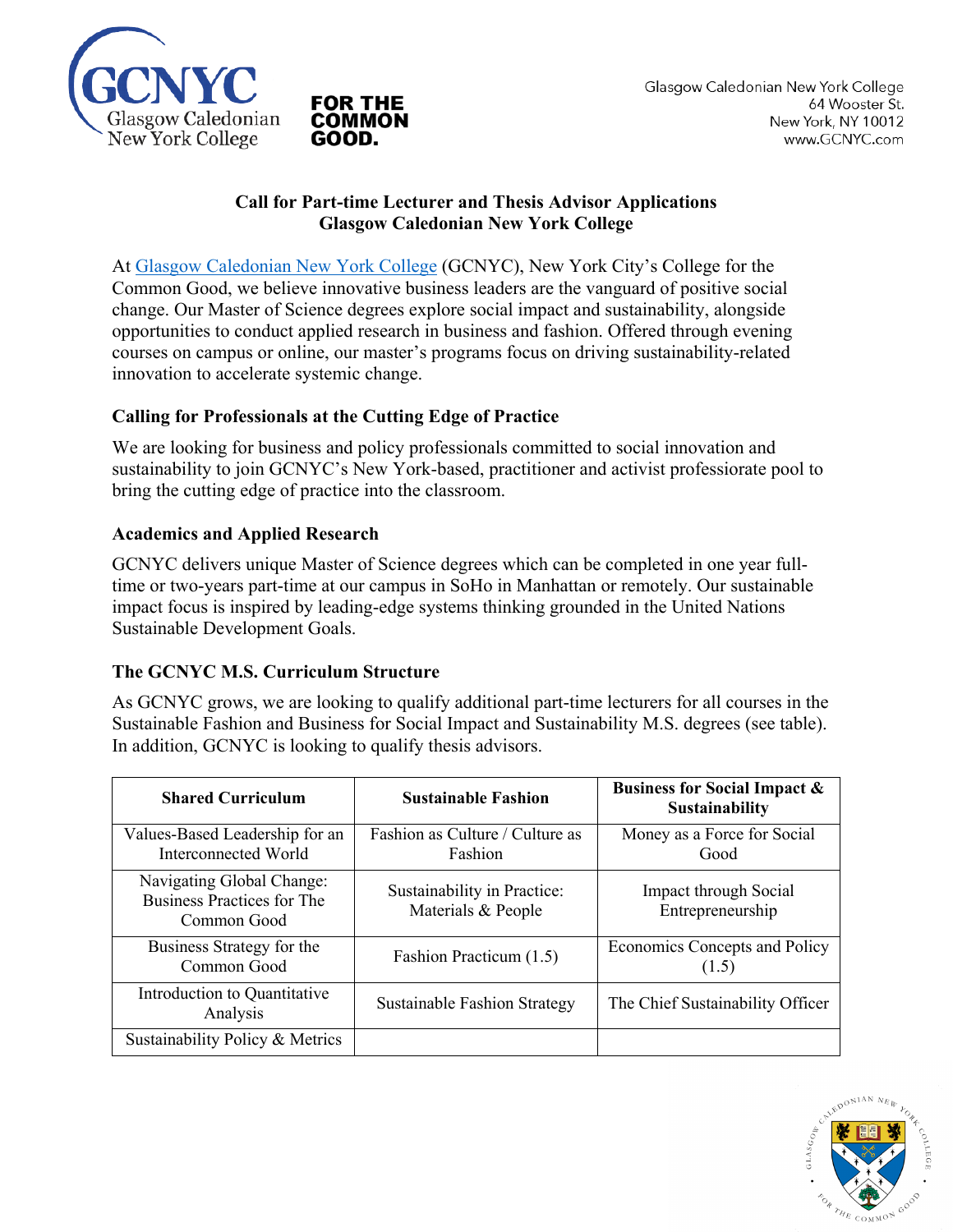Glasgow Caledonian New York College
64 Wooster St.
New York, NY 10012
www.GCNYC.com

**FOR THE COMMON GOOD.**

# Call for Part-time Lecturer and Thesis Advisor Applications
# Glasgow Caledonian New York College

At Glasgow Caledonian New York College (GCNYC), New York City's College for the Common Good, we believe innovative business leaders are the vanguard of positive social change. Our Master of Science degrees explore social impact and sustainability, alongside opportunities to conduct applied research in business and fashion. Offered through evening courses on campus or online, our master's programs focus on driving sustainability-related innovation to accelerate systemic change.

## Calling for Professionals at the Cutting Edge of Practice

We are looking for business and policy professionals committed to social innovation and sustainability to join GCNYC's New York-based, practitioner and activist professoriate pool to bring the cutting edge of practice into the classroom.

## Academics and Applied Research

GCNYC delivers unique Master of Science degrees which can be completed in one year full-time or two-years part-time at our campus in SoHo in Manhattan or remotely. Our sustainable impact focus is inspired by leading-edge systems thinking grounded in the United Nations Sustainable Development Goals.

## The GCNYC M.S. Curriculum Structure

As GCNYC grows, we are looking to qualify additional part-time lecturers for all courses in the Sustainable Fashion and Business for Social Impact and Sustainability M.S. degrees (see table). In addition, GCNYC is looking to qualify thesis advisors.

| Shared Curriculum | Sustainable Fashion | Business for Social Impact & Sustainability |
|---|---|---|
| Values-Based Leadership for an Interconnected World | Fashion as Culture / Culture as Fashion | Money as a Force for Social Good |
| Navigating Global Change: Business Practices for The Common Good | Sustainability in Practice: Materials & People | Impact through Social Entrepreneurship |
| Business Strategy for the Common Good | Fashion Practicum (1.5) | Economics Concepts and Policy (1.5) |
| Introduction to Quantitative Analysis | Sustainable Fashion Strategy | The Chief Sustainability Officer |
| Sustainability Policy & Metrics | | |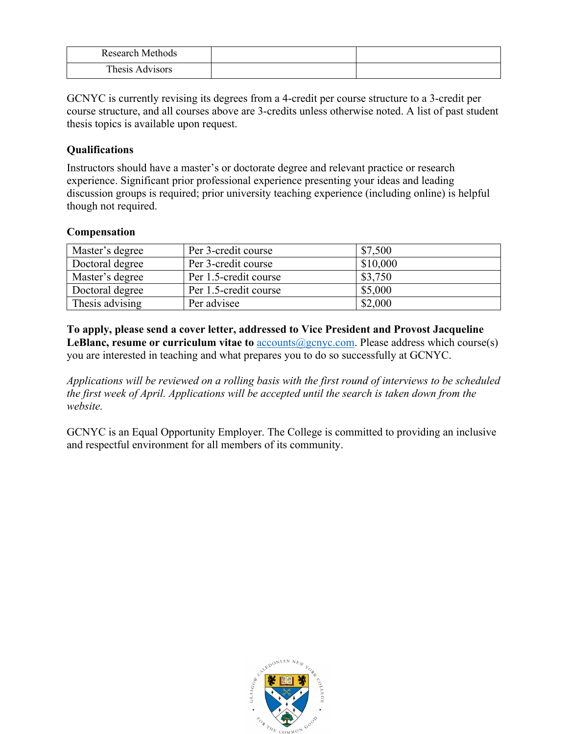| | | |
|---|---|---|
| Research Methods | | |
| Thesis Advisors | | |

GCNYC is currently revising its degrees from a 4-credit per course structure to a 3-credit per course structure, and all courses above are 3-credits unless otherwise noted. A list of past student thesis topics is available upon request.

**Qualifications**

Instructors should have a master's or doctorate degree and relevant practice or research experience. Significant prior professional experience presenting your ideas and leading discussion groups is required; prior university teaching experience (including online) is helpful though not required.

**Compensation**

| | | |
|---|---|---|
| Master's degree | Per 3-credit course | $7,500 |
| Doctoral degree | Per 3-credit course | $10,000 |
| Master's degree | Per 1.5-credit course | $3,750 |
| Doctoral degree | Per 1.5-credit course | $5,000 |
| Thesis advising | Per advisee | $2,000 |

**To apply, please send a cover letter, addressed to Vice President and Provost Jacqueline LeBlanc, resume or curriculum vitae to** accounts@gcnyc.com. Please address which course(s) you are interested in teaching and what prepares you to do so successfully at GCNYC.

*Applications will be reviewed on a rolling basis with the first round of interviews to be scheduled the first week of April. Applications will be accepted until the search is taken down from the website.*

GCNYC is an Equal Opportunity Employer. The College is committed to providing an inclusive and respectful environment for all members of its community.